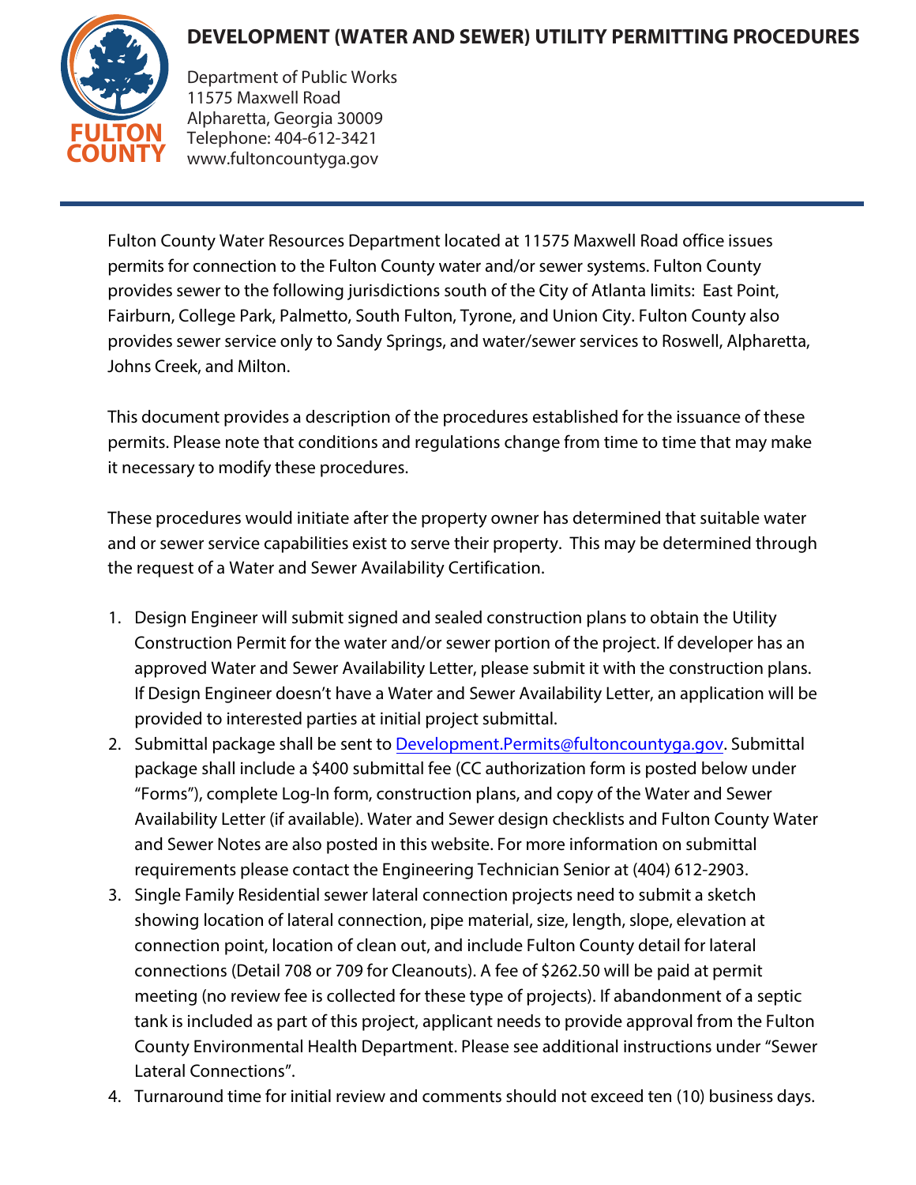# DEVELOPMENT (WATER AND SEWER) UTILITY PERMITTING PROCEDURES

FULTON COUNTY

Department of Public Works
11575 Maxwell Road
Alpharetta, Georgia 30009
Telephone: 404-612-3421
www.fultoncountyga.gov

Fulton County Water Resources Department located at 11575 Maxwell Road office issues permits for connection to the Fulton County water and/or sewer systems. Fulton County provides sewer to the following jurisdictions south of the City of Atlanta limits: East Point, Fairburn, College Park, Palmetto, South Fulton, Tyrone, and Union City. Fulton County also provides sewer service only to Sandy Springs, and water/sewer services to Roswell, Alpharetta, Johns Creek, and Milton.

This document provides a description of the procedures established for the issuance of these permits. Please note that conditions and regulations change from time to time that may make it necessary to modify these procedures.

These procedures would initiate after the property owner has determined that suitable water and or sewer service capabilities exist to serve their property. This may be determined through the request of a Water and Sewer Availability Certification.

1. Design Engineer will submit signed and sealed construction plans to obtain the Utility Construction Permit for the water and/or sewer portion of the project. If developer has an approved Water and Sewer Availability Letter, please submit it with the construction plans. If Design Engineer doesn't have a Water and Sewer Availability Letter, an application will be provided to interested parties at initial project submittal.
2. Submittal package shall be sent to Development.Permits@fultoncountyga.gov. Submittal package shall include a $400 submittal fee (CC authorization form is posted below under "Forms"), complete Log-In form, construction plans, and copy of the Water and Sewer Availability Letter (if available). Water and Sewer design checklists and Fulton County Water and Sewer Notes are also posted in this website. For more information on submittal requirements please contact the Engineering Technician Senior at (404) 612-2903.
3. Single Family Residential sewer lateral connection projects need to submit a sketch showing location of lateral connection, pipe material, size, length, slope, elevation at connection point, location of clean out, and include Fulton County detail for lateral connections (Detail 708 or 709 for Cleanouts). A fee of $262.50 will be paid at permit meeting (no review fee is collected for these type of projects). If abandonment of a septic tank is included as part of this project, applicant needs to provide approval from the Fulton County Environmental Health Department. Please see additional instructions under "Sewer Lateral Connections".
4. Turnaround time for initial review and comments should not exceed ten (10) business days.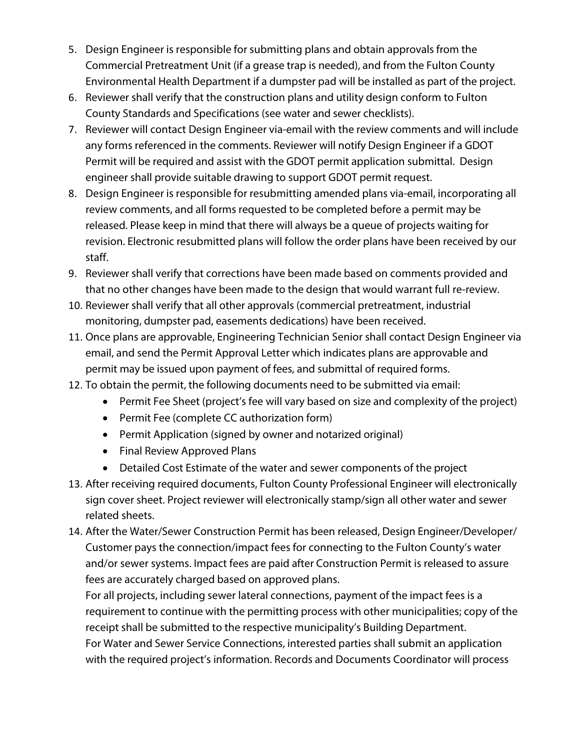5. Design Engineer is responsible for submitting plans and obtain approvals from the Commercial Pretreatment Unit (if a grease trap is needed), and from the Fulton County Environmental Health Department if a dumpster pad will be installed as part of the project.
6. Reviewer shall verify that the construction plans and utility design conform to Fulton County Standards and Specifications (see water and sewer checklists).
7. Reviewer will contact Design Engineer via-email with the review comments and will include any forms referenced in the comments. Reviewer will notify Design Engineer if a GDOT Permit will be required and assist with the GDOT permit application submittal. Design engineer shall provide suitable drawing to support GDOT permit request.
8. Design Engineer is responsible for resubmitting amended plans via-email, incorporating all review comments, and all forms requested to be completed before a permit may be released. Please keep in mind that there will always be a queue of projects waiting for revision. Electronic resubmitted plans will follow the order plans have been received by our staff.
9. Reviewer shall verify that corrections have been made based on comments provided and that no other changes have been made to the design that would warrant full re-review.
10. Reviewer shall verify that all other approvals (commercial pretreatment, industrial monitoring, dumpster pad, easements dedications) have been received.
11. Once plans are approvable, Engineering Technician Senior shall contact Design Engineer via email, and send the Permit Approval Letter which indicates plans are approvable and permit may be issued upon payment of fees, and submittal of required forms.
12. To obtain the permit, the following documents need to be submitted via email:
    - Permit Fee Sheet (project's fee will vary based on size and complexity of the project)
    - Permit Fee (complete CC authorization form)
    - Permit Application (signed by owner and notarized original)
    - Final Review Approved Plans
    - Detailed Cost Estimate of the water and sewer components of the project
13. After receiving required documents, Fulton County Professional Engineer will electronically sign cover sheet. Project reviewer will electronically stamp/sign all other water and sewer related sheets.
14. After the Water/Sewer Construction Permit has been released, Design Engineer/Developer/Customer pays the connection/impact fees for connecting to the Fulton County's water and/or sewer systems. Impact fees are paid after Construction Permit is released to assure fees are accurately charged based on approved plans.
    For all projects, including sewer lateral connections, payment of the impact fees is a requirement to continue with the permitting process with other municipalities; copy of the receipt shall be submitted to the respective municipality's Building Department.
    For Water and Sewer Service Connections, interested parties shall submit an application with the required project's information. Records and Documents Coordinator will process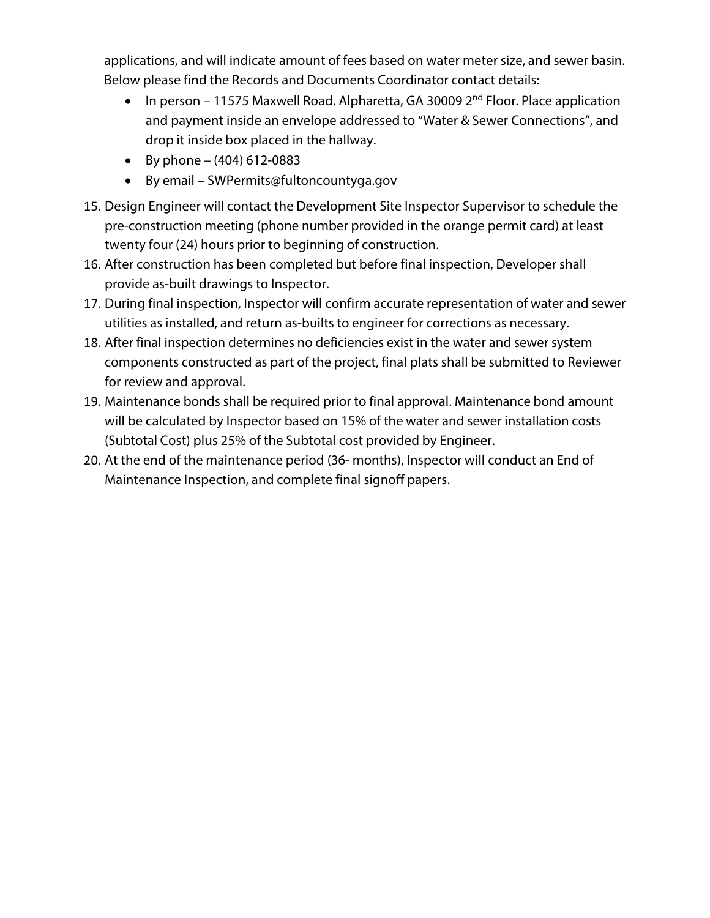applications, and will indicate amount of fees based on water meter size, and sewer basin. Below please find the Records and Documents Coordinator contact details:

- In person – 11575 Maxwell Road. Alpharetta, GA 30009 2nd Floor. Place application and payment inside an envelope addressed to "Water & Sewer Connections", and drop it inside box placed in the hallway.
- By phone – (404) 612-0883
- By email – SWPermits@fultoncountyga.gov

15. Design Engineer will contact the Development Site Inspector Supervisor to schedule the pre-construction meeting (phone number provided in the orange permit card) at least twenty four (24) hours prior to beginning of construction.
16. After construction has been completed but before final inspection, Developer shall provide as-built drawings to Inspector.
17. During final inspection, Inspector will confirm accurate representation of water and sewer utilities as installed, and return as-builts to engineer for corrections as necessary.
18. After final inspection determines no deficiencies exist in the water and sewer system components constructed as part of the project, final plats shall be submitted to Reviewer for review and approval.
19. Maintenance bonds shall be required prior to final approval. Maintenance bond amount will be calculated by Inspector based on 15% of the water and sewer installation costs (Subtotal Cost) plus 25% of the Subtotal cost provided by Engineer.
20. At the end of the maintenance period (36- months), Inspector will conduct an End of Maintenance Inspection, and complete final signoff papers.